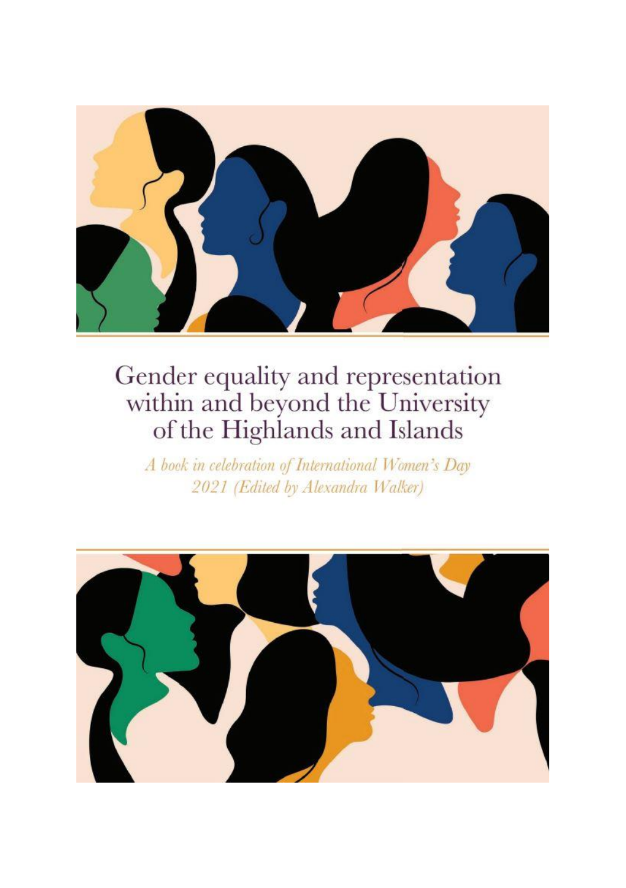# Gender equality and representation within and beyond the University of the Highlands and Islands

*A book in celebration of International Women's Day 2021 (Edited by Alexandra Walker)*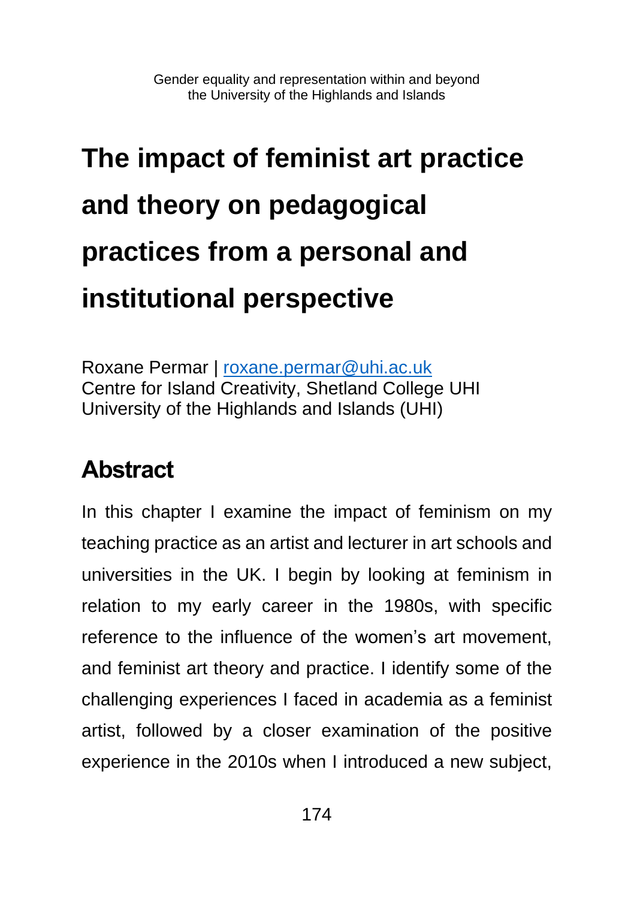# The impact of feminist art practice and theory on pedagogical practices from a personal and institutional perspective

Roxane Permar | roxane.permar@uhi.ac.uk
Centre for Island Creativity, Shetland College UHI
University of the Highlands and Islands (UHI)

## Abstract

In this chapter I examine the impact of feminism on my teaching practice as an artist and lecturer in art schools and universities in the UK. I begin by looking at feminism in relation to my early career in the 1980s, with specific reference to the influence of the women's art movement, and feminist art theory and practice. I identify some of the challenging experiences I faced in academia as a feminist artist, followed by a closer examination of the positive experience in the 2010s when I introduced a new subject,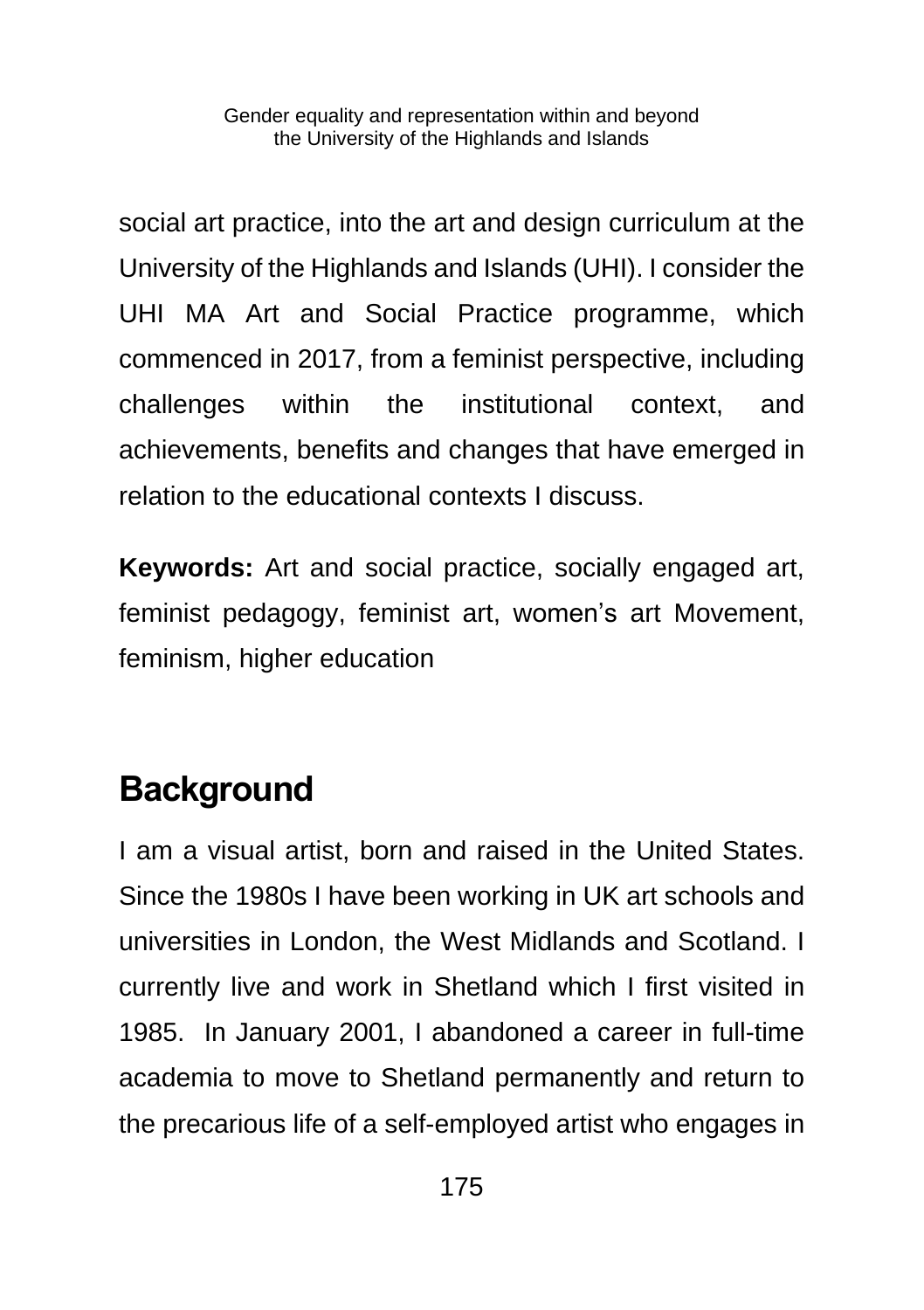social art practice, into the art and design curriculum at the University of the Highlands and Islands (UHI). I consider the UHI MA Art and Social Practice programme, which commenced in 2017, from a feminist perspective, including challenges within the institutional context, and achievements, benefits and changes that have emerged in relation to the educational contexts I discuss.

**Keywords:** Art and social practice, socially engaged art, feminist pedagogy, feminist art, women's art Movement, feminism, higher education

## Background

I am a visual artist, born and raised in the United States. Since the 1980s I have been working in UK art schools and universities in London, the West Midlands and Scotland. I currently live and work in Shetland which I first visited in 1985. In January 2001, I abandoned a career in full-time academia to move to Shetland permanently and return to the precarious life of a self-employed artist who engages in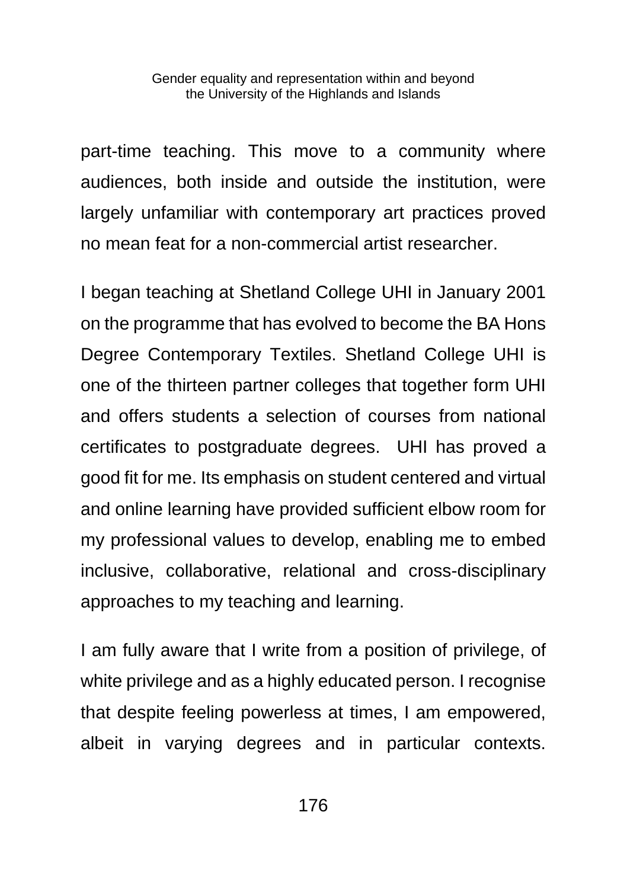part-time teaching. This move to a community where audiences, both inside and outside the institution, were largely unfamiliar with contemporary art practices proved no mean feat for a non-commercial artist researcher.

I began teaching at Shetland College UHI in January 2001 on the programme that has evolved to become the BA Hons Degree Contemporary Textiles. Shetland College UHI is one of the thirteen partner colleges that together form UHI and offers students a selection of courses from national certificates to postgraduate degrees.  UHI has proved a good fit for me. Its emphasis on student centered and virtual and online learning have provided sufficient elbow room for my professional values to develop, enabling me to embed inclusive, collaborative, relational and cross-disciplinary approaches to my teaching and learning.

I am fully aware that I write from a position of privilege, of white privilege and as a highly educated person. I recognise that despite feeling powerless at times, I am empowered, albeit in varying degrees and in particular contexts.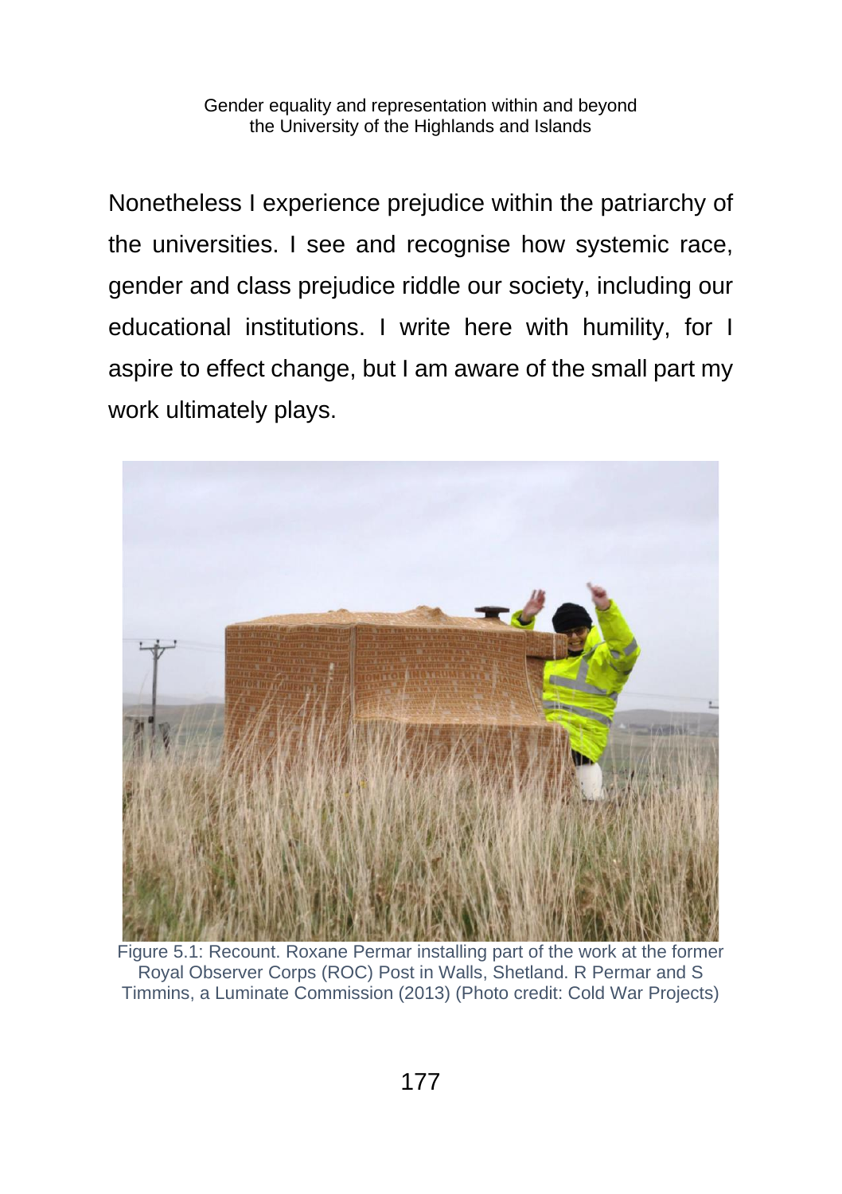Nonetheless I experience prejudice within the patriarchy of the universities. I see and recognise how systemic race, gender and class prejudice riddle our society, including our educational institutions. I write here with humility, for I aspire to effect change, but I am aware of the small part my work ultimately plays.

Figure 5.1: Recount. Roxane Permar installing part of the work at the former Royal Observer Corps (ROC) Post in Walls, Shetland. R Permar and S Timmins, a Luminate Commission (2013) (Photo credit: Cold War Projects)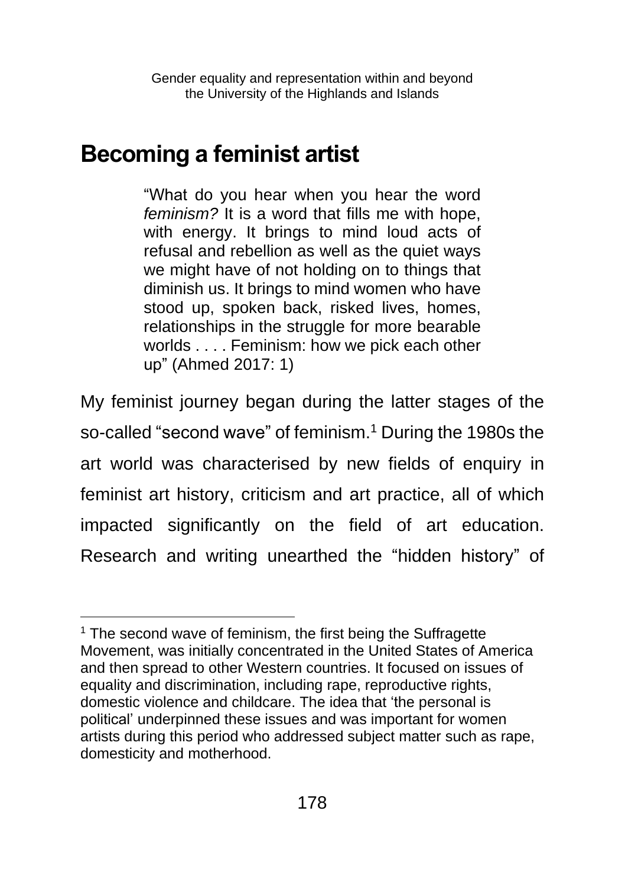## Becoming a feminist artist

> "What do you hear when you hear the word *feminism?* It is a word that fills me with hope, with energy. It brings to mind loud acts of refusal and rebellion as well as the quiet ways we might have of not holding on to things that diminish us. It brings to mind women who have stood up, spoken back, risked lives, homes, relationships in the struggle for more bearable worlds . . . . Feminism: how we pick each other up" (Ahmed 2017: 1)

My feminist journey began during the latter stages of the so-called "second wave" of feminism.[1] During the 1980s the art world was characterised by new fields of enquiry in feminist art history, criticism and art practice, all of which impacted significantly on the field of art education. Research and writing unearthed the "hidden history" of

---

[1] The second wave of feminism, the first being the Suffragette Movement, was initially concentrated in the United States of America and then spread to other Western countries. It focused on issues of equality and discrimination, including rape, reproductive rights, domestic violence and childcare. The idea that 'the personal is political' underpinned these issues and was important for women artists during this period who addressed subject matter such as rape, domesticity and motherhood.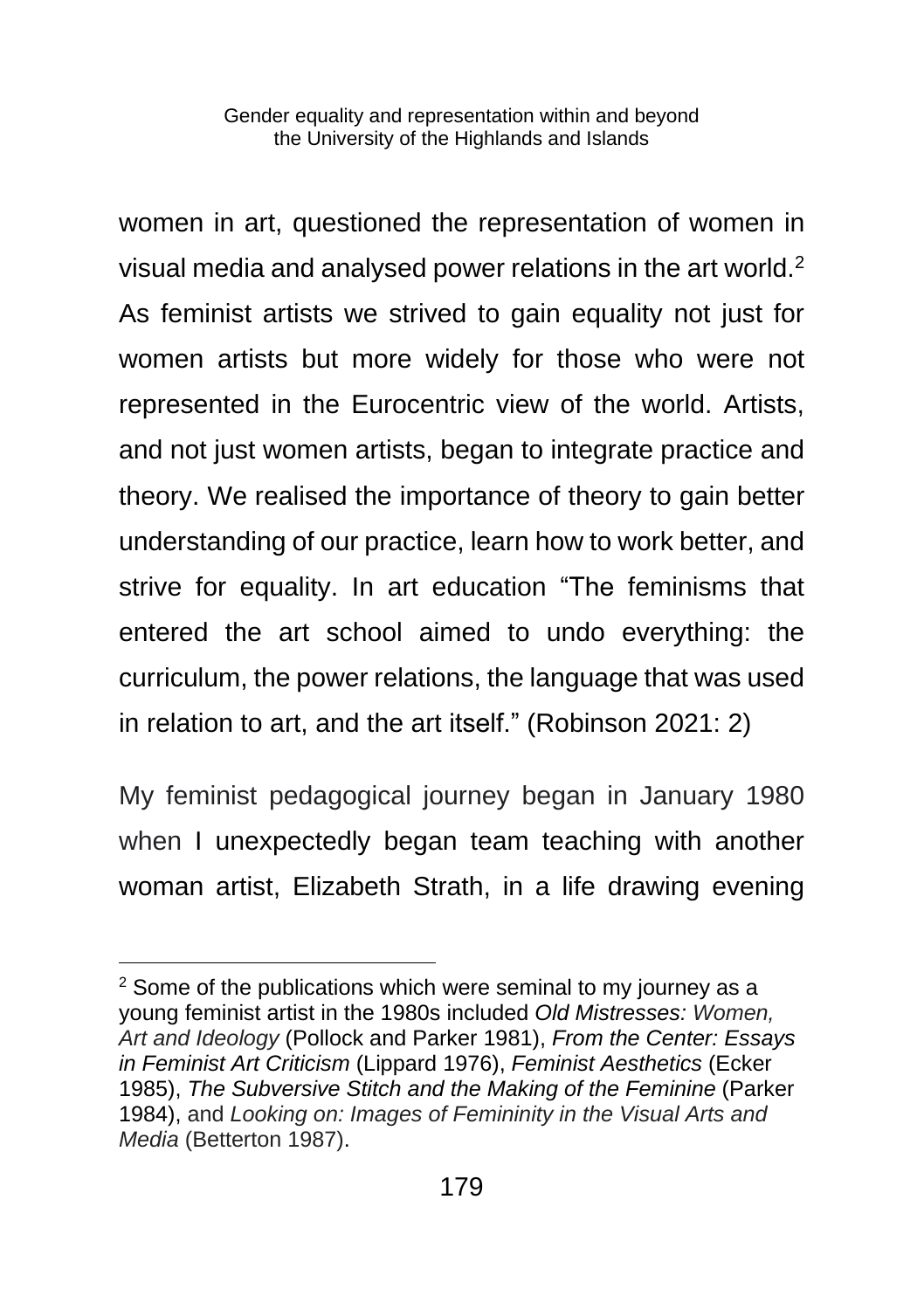women in art, questioned the representation of women in visual media and analysed power relations in the art world.[2] As feminist artists we strived to gain equality not just for women artists but more widely for those who were not represented in the Eurocentric view of the world. Artists, and not just women artists, began to integrate practice and theory. We realised the importance of theory to gain better understanding of our practice, learn how to work better, and strive for equality. In art education "The feminisms that entered the art school aimed to undo everything: the curriculum, the power relations, the language that was used in relation to art, and the art itself." (Robinson 2021: 2)

My feminist pedagogical journey began in January 1980 when I unexpectedly began team teaching with another woman artist, Elizabeth Strath, in a life drawing evening

[2] Some of the publications which were seminal to my journey as a young feminist artist in the 1980s included *Old Mistresses: Women, Art and Ideology* (Pollock and Parker 1981), *From the Center: Essays in Feminist Art Criticism* (Lippard 1976), *Feminist Aesthetics* (Ecker 1985), *The Subversive Stitch and the Making of the Feminine* (Parker 1984), and *Looking on: Images of Femininity in the Visual Arts and Media* (Betterton 1987).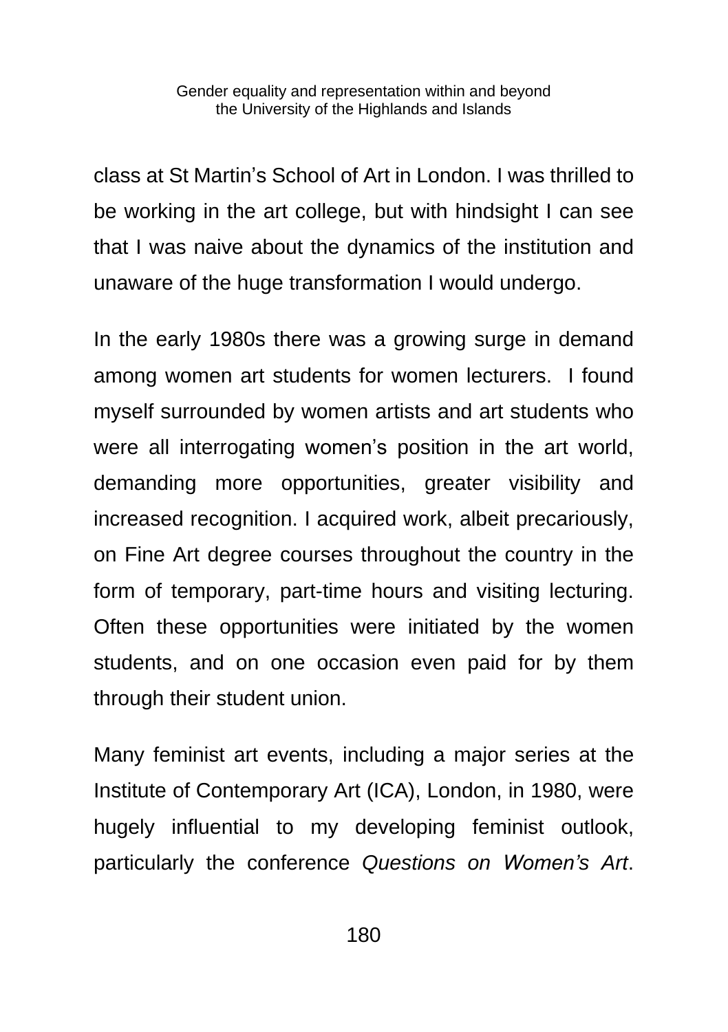class at St Martin's School of Art in London. I was thrilled to be working in the art college, but with hindsight I can see that I was naive about the dynamics of the institution and unaware of the huge transformation I would undergo.

In the early 1980s there was a growing surge in demand among women art students for women lecturers. I found myself surrounded by women artists and art students who were all interrogating women's position in the art world, demanding more opportunities, greater visibility and increased recognition. I acquired work, albeit precariously, on Fine Art degree courses throughout the country in the form of temporary, part-time hours and visiting lecturing. Often these opportunities were initiated by the women students, and on one occasion even paid for by them through their student union.

Many feminist art events, including a major series at the Institute of Contemporary Art (ICA), London, in 1980, were hugely influential to my developing feminist outlook, particularly the conference *Questions on Women's Art*.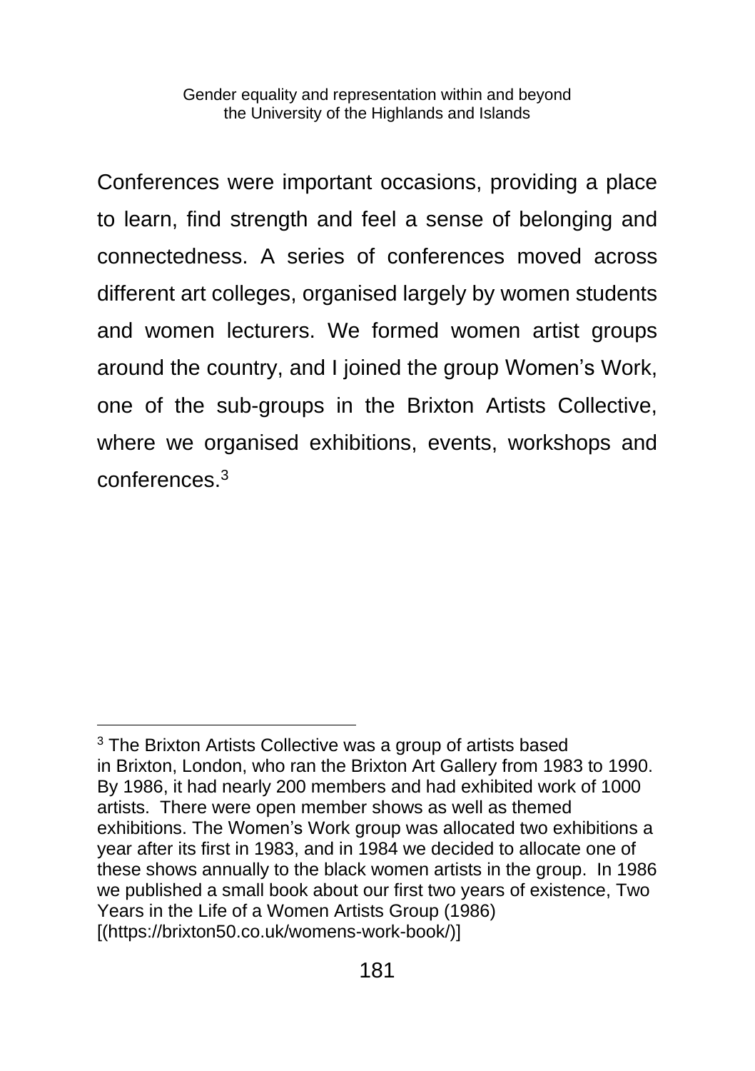Conferences were important occasions, providing a place to learn, find strength and feel a sense of belonging and connectedness. A series of conferences moved across different art colleges, organised largely by women students and women lecturers. We formed women artist groups around the country, and I joined the group Women's Work, one of the sub-groups in the Brixton Artists Collective, where we organised exhibitions, events, workshops and conferences.[3]

---

[3] The Brixton Artists Collective was a group of artists based in Brixton, London, who ran the Brixton Art Gallery from 1983 to 1990. By 1986, it had nearly 200 members and had exhibited work of 1000 artists. There were open member shows as well as themed exhibitions. The Women's Work group was allocated two exhibitions a year after its first in 1983, and in 1984 we decided to allocate one of these shows annually to the black women artists in the group. In 1986 we published a small book about our first two years of existence, Two Years in the Life of a Women Artists Group (1986) [(https://brixton50.co.uk/womens-work-book/)]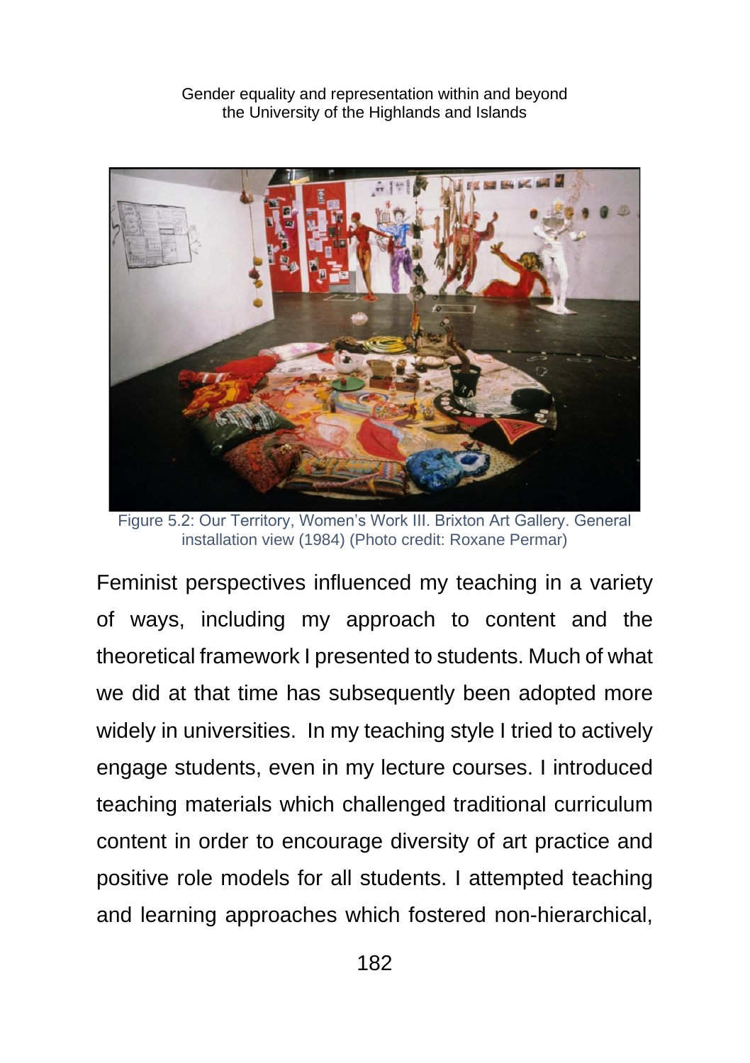Figure 5.2: Our Territory, Women's Work III. Brixton Art Gallery. General installation view (1984) (Photo credit: Roxane Permar)

Feminist perspectives influenced my teaching in a variety of ways, including my approach to content and the theoretical framework I presented to students. Much of what we did at that time has subsequently been adopted more widely in universities. In my teaching style I tried to actively engage students, even in my lecture courses. I introduced teaching materials which challenged traditional curriculum content in order to encourage diversity of art practice and positive role models for all students. I attempted teaching and learning approaches which fostered non-hierarchical,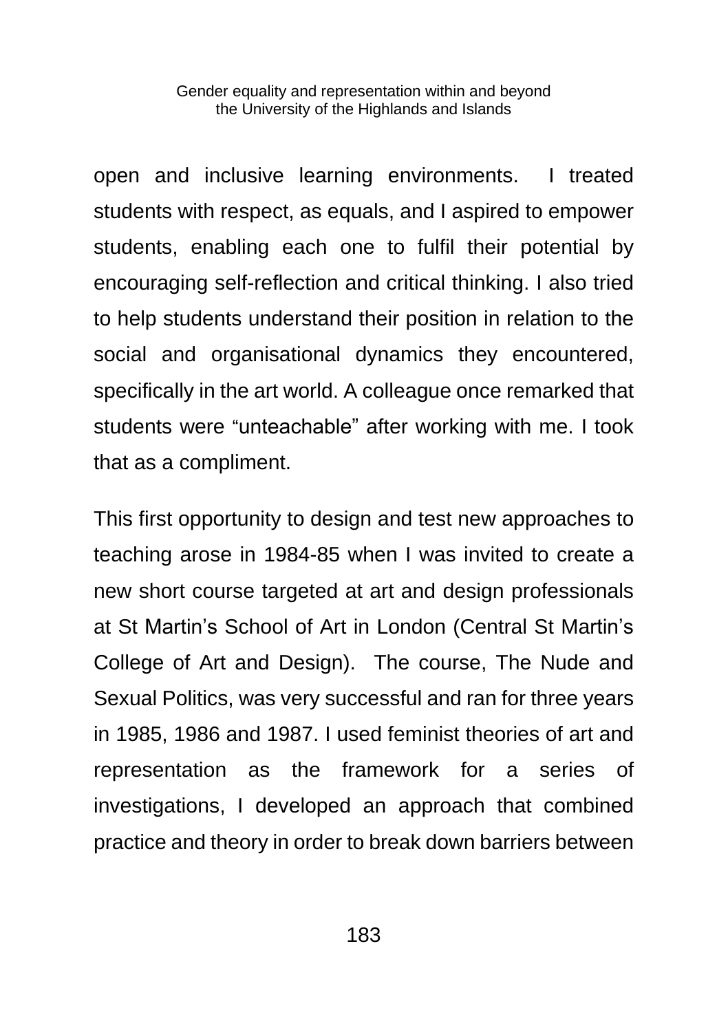open and inclusive learning environments. I treated students with respect, as equals, and I aspired to empower students, enabling each one to fulfil their potential by encouraging self-reflection and critical thinking. I also tried to help students understand their position in relation to the social and organisational dynamics they encountered, specifically in the art world. A colleague once remarked that students were "unteachable" after working with me. I took that as a compliment.

This first opportunity to design and test new approaches to teaching arose in 1984-85 when I was invited to create a new short course targeted at art and design professionals at St Martin's School of Art in London (Central St Martin's College of Art and Design). The course, The Nude and Sexual Politics, was very successful and ran for three years in 1985, 1986 and 1987. I used feminist theories of art and representation as the framework for a series of investigations, I developed an approach that combined practice and theory in order to break down barriers between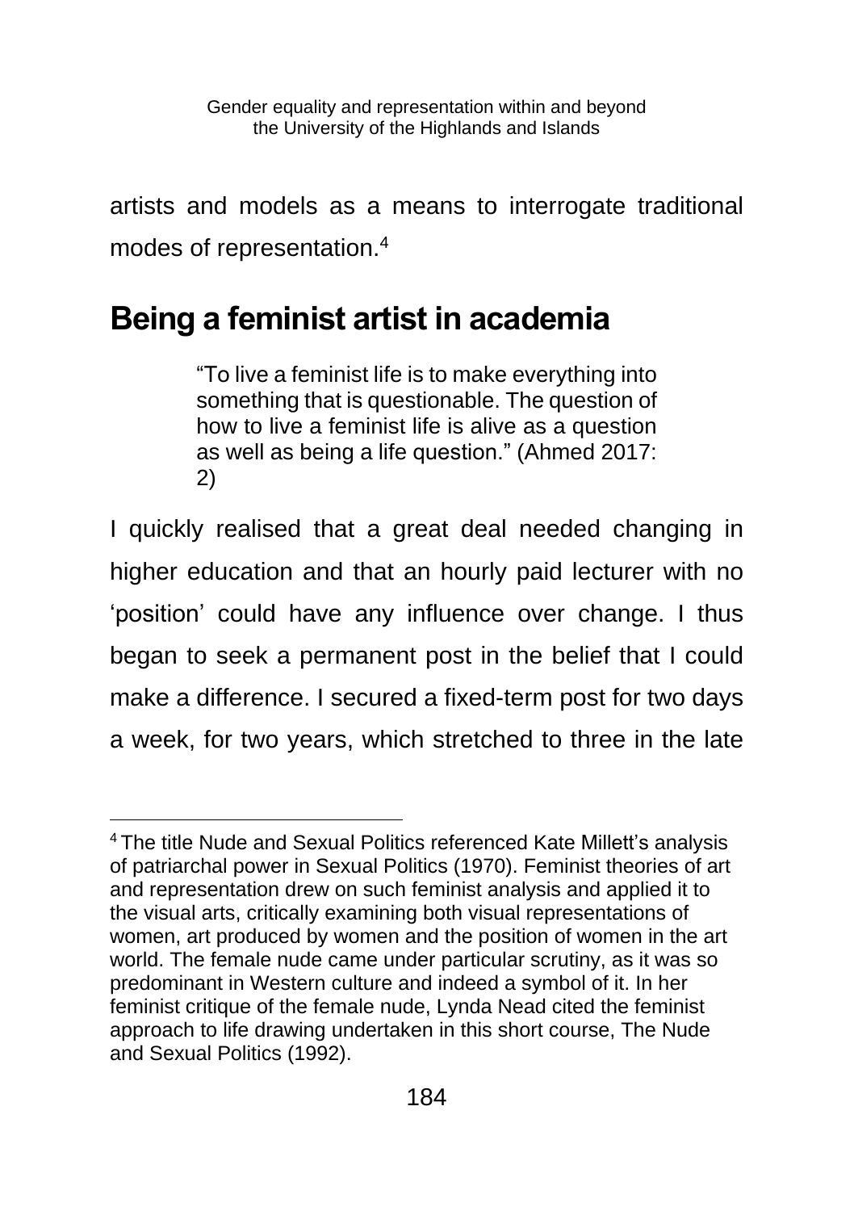artists and models as a means to interrogate traditional modes of representation.[4]

## Being a feminist artist in academia

> "To live a feminist life is to make everything into something that is questionable. The question of how to live a feminist life is alive as a question as well as being a life question." (Ahmed 2017: 2)

I quickly realised that a great deal needed changing in higher education and that an hourly paid lecturer with no 'position' could have any influence over change. I thus began to seek a permanent post in the belief that I could make a difference. I secured a fixed-term post for two days a week, for two years, which stretched to three in the late

[4] The title Nude and Sexual Politics referenced Kate Millett's analysis of patriarchal power in Sexual Politics (1970). Feminist theories of art and representation drew on such feminist analysis and applied it to the visual arts, critically examining both visual representations of women, art produced by women and the position of women in the art world. The female nude came under particular scrutiny, as it was so predominant in Western culture and indeed a symbol of it. In her feminist critique of the female nude, Lynda Nead cited the feminist approach to life drawing undertaken in this short course, The Nude and Sexual Politics (1992).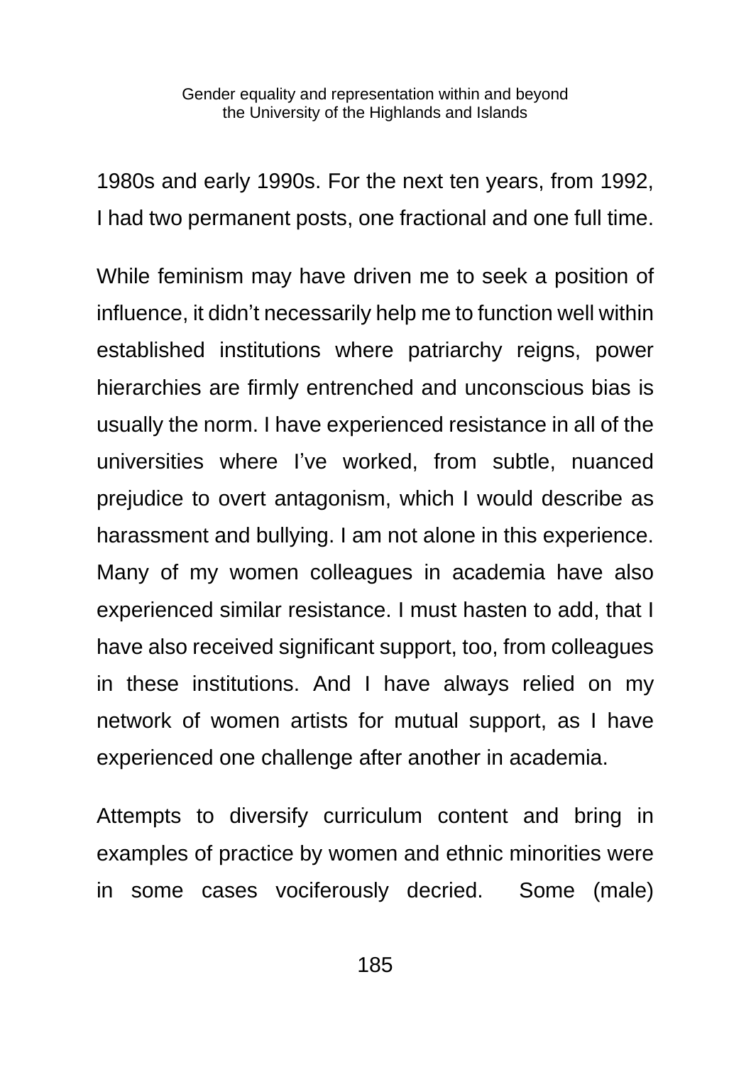1980s and early 1990s. For the next ten years, from 1992, I had two permanent posts, one fractional and one full time.

While feminism may have driven me to seek a position of influence, it didn't necessarily help me to function well within established institutions where patriarchy reigns, power hierarchies are firmly entrenched and unconscious bias is usually the norm. I have experienced resistance in all of the universities where I've worked, from subtle, nuanced prejudice to overt antagonism, which I would describe as harassment and bullying. I am not alone in this experience. Many of my women colleagues in academia have also experienced similar resistance. I must hasten to add, that I have also received significant support, too, from colleagues in these institutions. And I have always relied on my network of women artists for mutual support, as I have experienced one challenge after another in academia.

Attempts to diversify curriculum content and bring in examples of practice by women and ethnic minorities were in some cases vociferously decried. Some (male)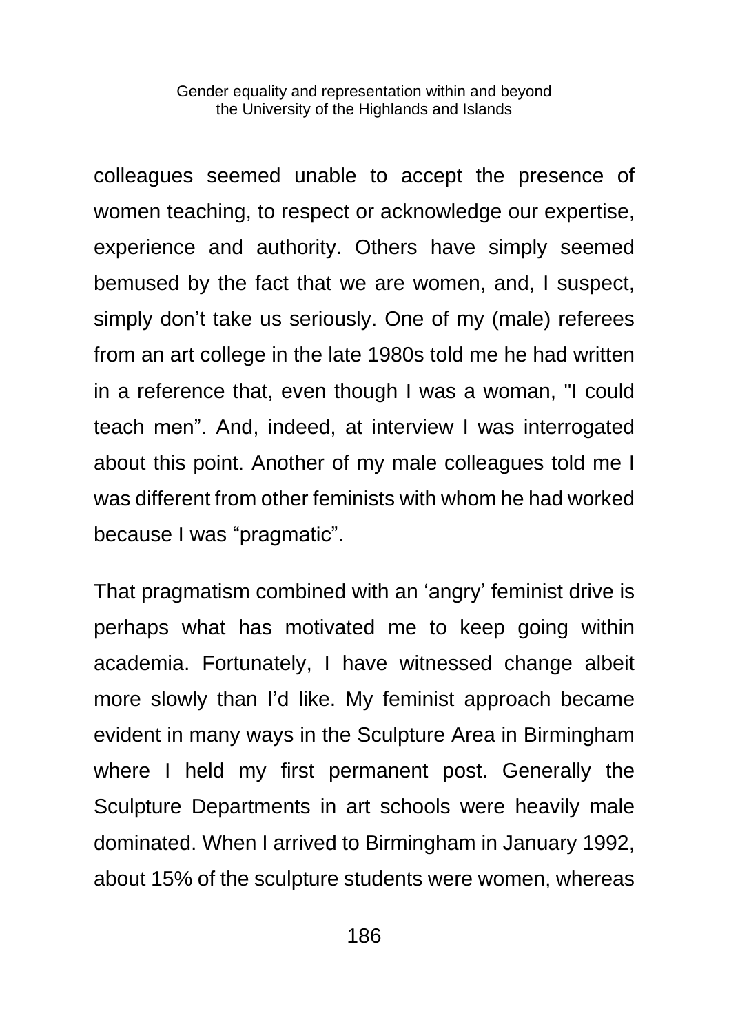colleagues seemed unable to accept the presence of women teaching, to respect or acknowledge our expertise, experience and authority. Others have simply seemed bemused by the fact that we are women, and, I suspect, simply don't take us seriously. One of my (male) referees from an art college in the late 1980s told me he had written in a reference that, even though I was a woman, "I could teach men". And, indeed, at interview I was interrogated about this point. Another of my male colleagues told me I was different from other feminists with whom he had worked because I was "pragmatic".

That pragmatism combined with an 'angry' feminist drive is perhaps what has motivated me to keep going within academia. Fortunately, I have witnessed change albeit more slowly than I'd like. My feminist approach became evident in many ways in the Sculpture Area in Birmingham where I held my first permanent post. Generally the Sculpture Departments in art schools were heavily male dominated. When I arrived to Birmingham in January 1992, about 15% of the sculpture students were women, whereas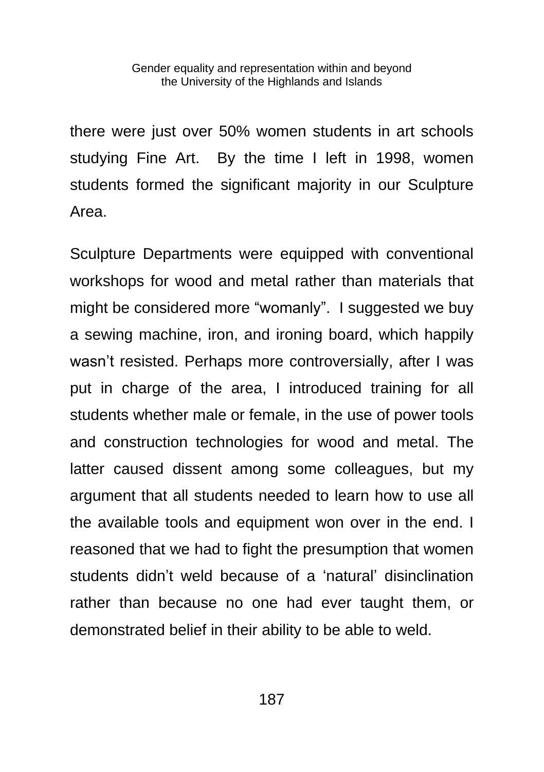there were just over 50% women students in art schools studying Fine Art. By the time I left in 1998, women students formed the significant majority in our Sculpture Area.

Sculpture Departments were equipped with conventional workshops for wood and metal rather than materials that might be considered more “womanly”. I suggested we buy a sewing machine, iron, and ironing board, which happily wasn’t resisted. Perhaps more controversially, after I was put in charge of the area, I introduced training for all students whether male or female, in the use of power tools and construction technologies for wood and metal. The latter caused dissent among some colleagues, but my argument that all students needed to learn how to use all the available tools and equipment won over in the end. I reasoned that we had to fight the presumption that women students didn’t weld because of a ‘natural’ disinclination rather than because no one had ever taught them, or demonstrated belief in their ability to be able to weld.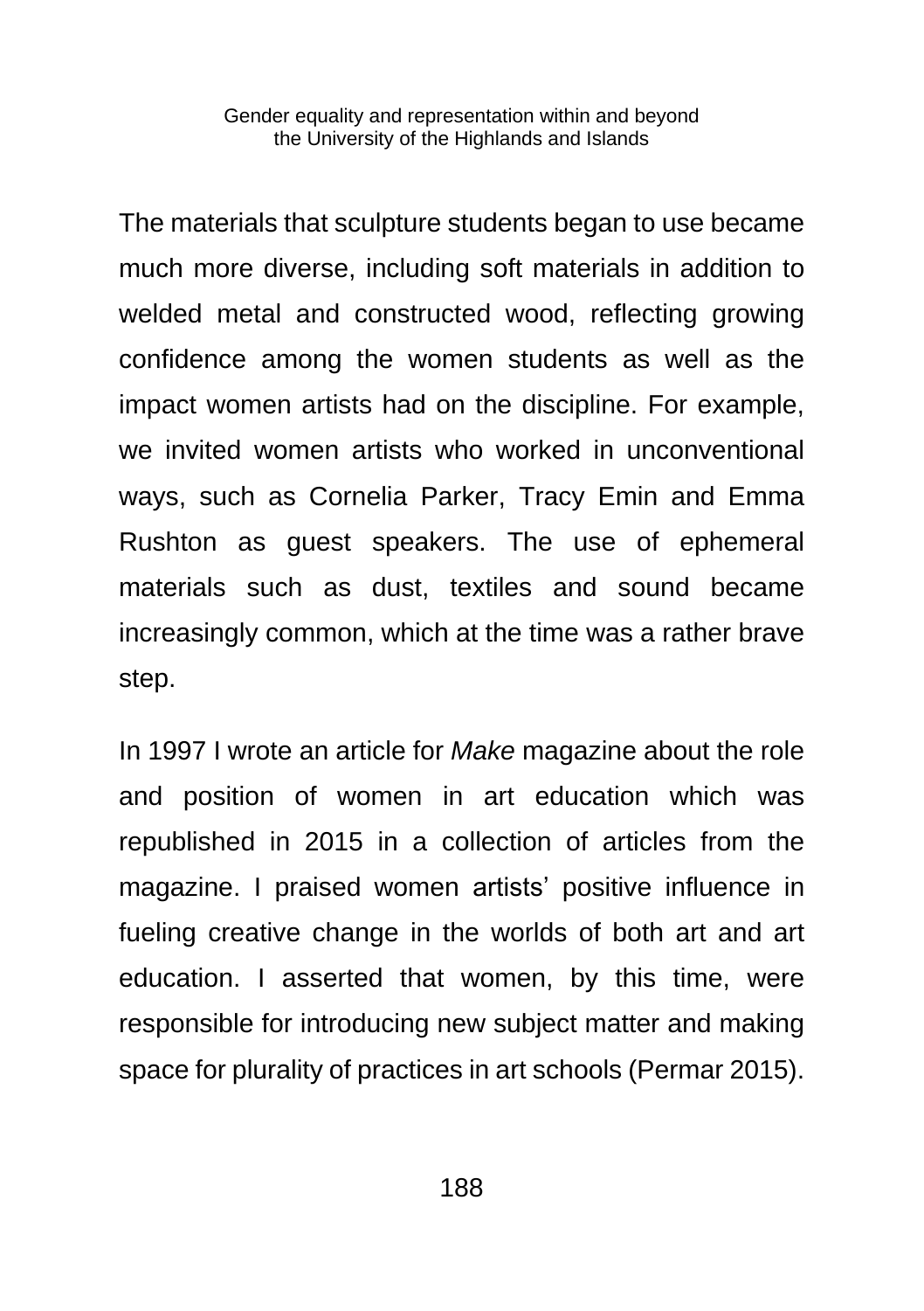The materials that sculpture students began to use became much more diverse, including soft materials in addition to welded metal and constructed wood, reflecting growing confidence among the women students as well as the impact women artists had on the discipline. For example, we invited women artists who worked in unconventional ways, such as Cornelia Parker, Tracy Emin and Emma Rushton as guest speakers. The use of ephemeral materials such as dust, textiles and sound became increasingly common, which at the time was a rather brave step.

In 1997 I wrote an article for *Make* magazine about the role and position of women in art education which was republished in 2015 in a collection of articles from the magazine. I praised women artists' positive influence in fueling creative change in the worlds of both art and art education. I asserted that women, by this time, were responsible for introducing new subject matter and making space for plurality of practices in art schools (Permar 2015).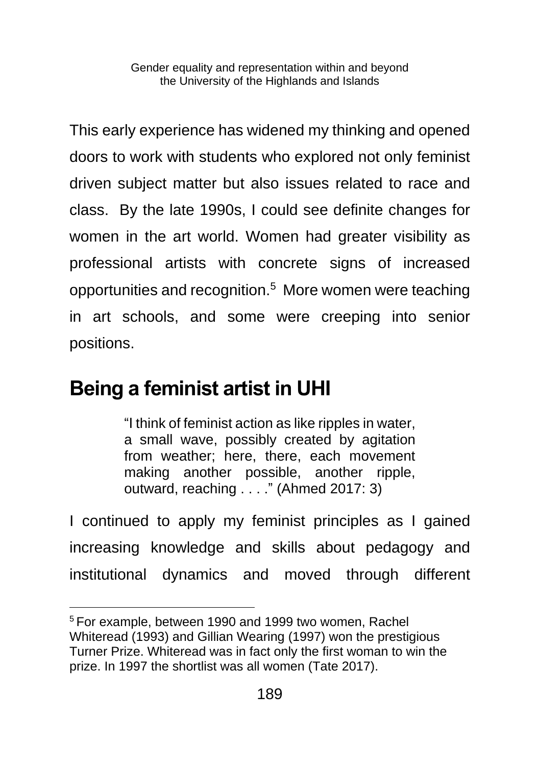This early experience has widened my thinking and opened doors to work with students who explored not only feminist driven subject matter but also issues related to race and class. By the late 1990s, I could see definite changes for women in the art world. Women had greater visibility as professional artists with concrete signs of increased opportunities and recognition.[5] More women were teaching in art schools, and some were creeping into senior positions.

## Being a feminist artist in UHI

> "I think of feminist action as like ripples in water, a small wave, possibly created by agitation from weather; here, there, each movement making another possible, another ripple, outward, reaching . . . ." (Ahmed 2017: 3)

I continued to apply my feminist principles as I gained increasing knowledge and skills about pedagogy and institutional dynamics and moved through different

[5] For example, between 1990 and 1999 two women, Rachel Whiteread (1993) and Gillian Wearing (1997) won the prestigious Turner Prize. Whiteread was in fact only the first woman to win the prize. In 1997 the shortlist was all women (Tate 2017).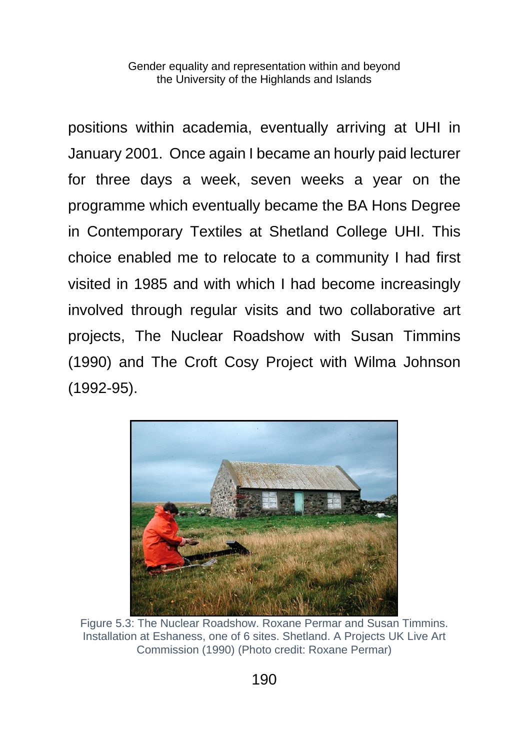positions within academia, eventually arriving at UHI in January 2001. Once again I became an hourly paid lecturer for three days a week, seven weeks a year on the programme which eventually became the BA Hons Degree in Contemporary Textiles at Shetland College UHI. This choice enabled me to relocate to a community I had first visited in 1985 and with which I had become increasingly involved through regular visits and two collaborative art projects, The Nuclear Roadshow with Susan Timmins (1990) and The Croft Cosy Project with Wilma Johnson (1992-95).

Figure 5.3: The Nuclear Roadshow. Roxane Permar and Susan Timmins. Installation at Eshaness, one of 6 sites. Shetland. A Projects UK Live Art Commission (1990) (Photo credit: Roxane Permar)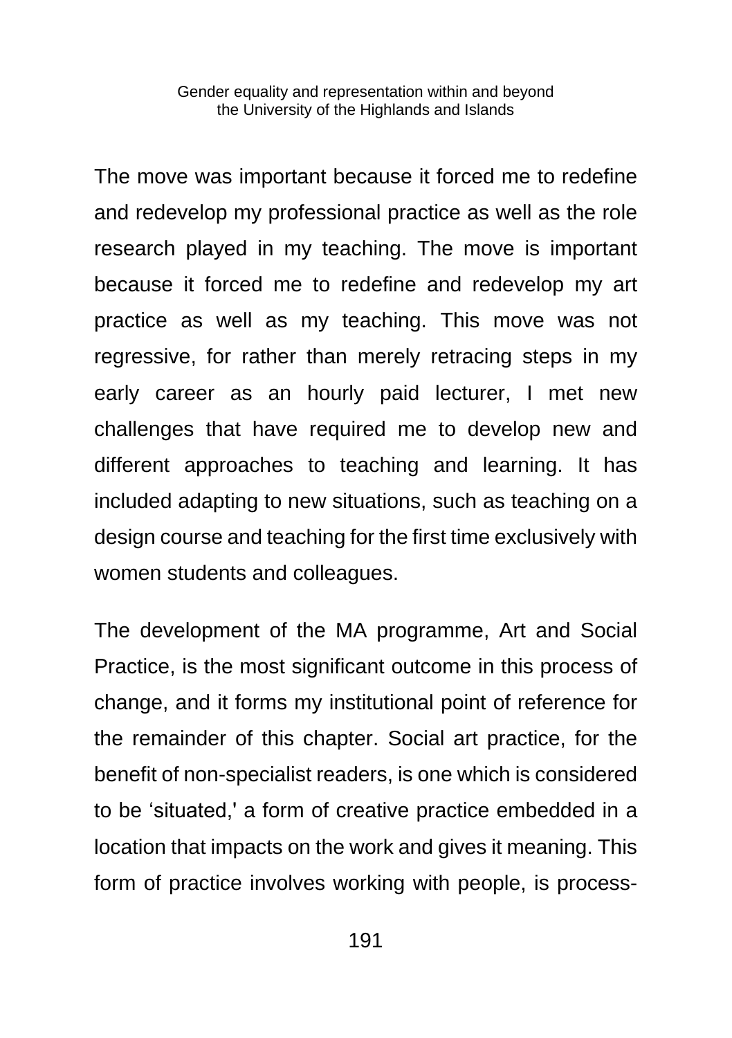The move was important because it forced me to redefine and redevelop my professional practice as well as the role research played in my teaching. The move is important because it forced me to redefine and redevelop my art practice as well as my teaching. This move was not regressive, for rather than merely retracing steps in my early career as an hourly paid lecturer, I met new challenges that have required me to develop new and different approaches to teaching and learning. It has included adapting to new situations, such as teaching on a design course and teaching for the first time exclusively with women students and colleagues.

The development of the MA programme, Art and Social Practice, is the most significant outcome in this process of change, and it forms my institutional point of reference for the remainder of this chapter. Social art practice, for the benefit of non-specialist readers, is one which is considered to be 'situated,' a form of creative practice embedded in a location that impacts on the work and gives it meaning. This form of practice involves working with people, is process-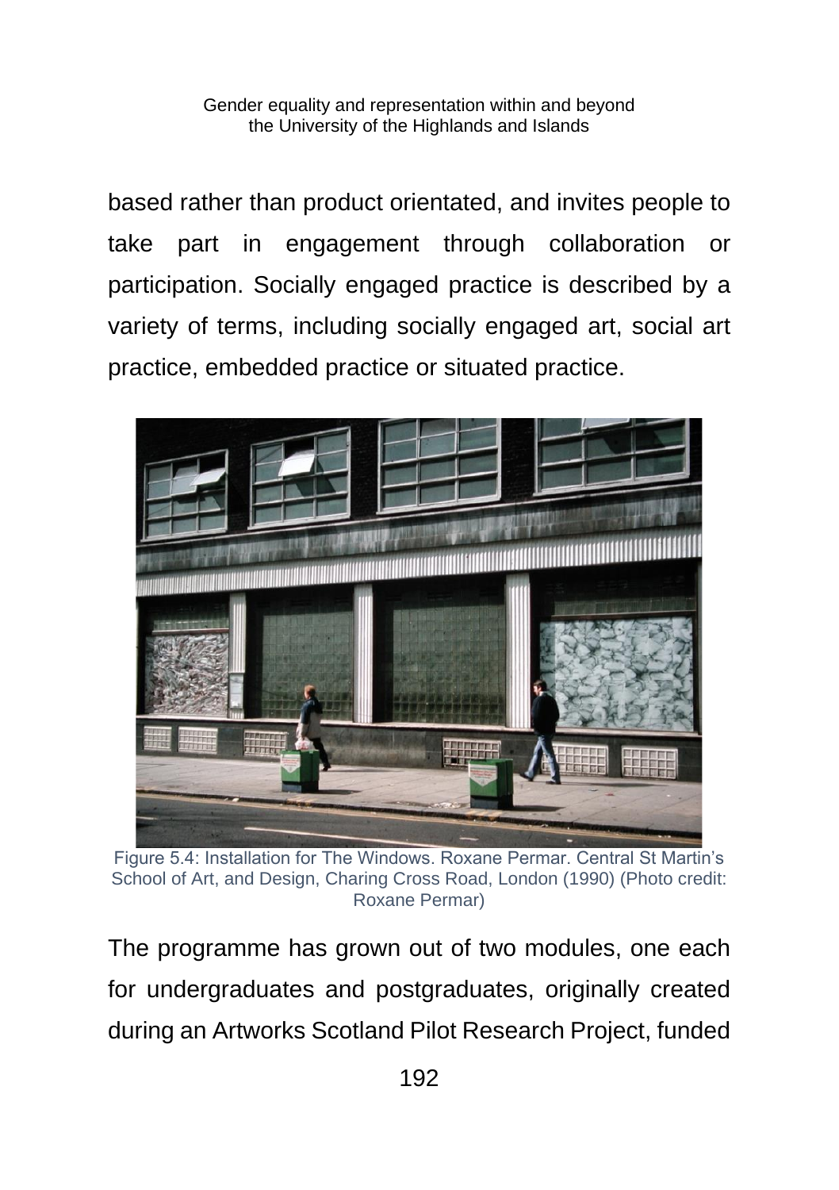based rather than product orientated, and invites people to take part in engagement through collaboration or participation. Socially engaged practice is described by a variety of terms, including socially engaged art, social art practice, embedded practice or situated practice.

Figure 5.4: Installation for The Windows. Roxane Permar. Central St Martin's School of Art, and Design, Charing Cross Road, London (1990) (Photo credit: Roxane Permar)

The programme has grown out of two modules, one each for undergraduates and postgraduates, originally created during an Artworks Scotland Pilot Research Project, funded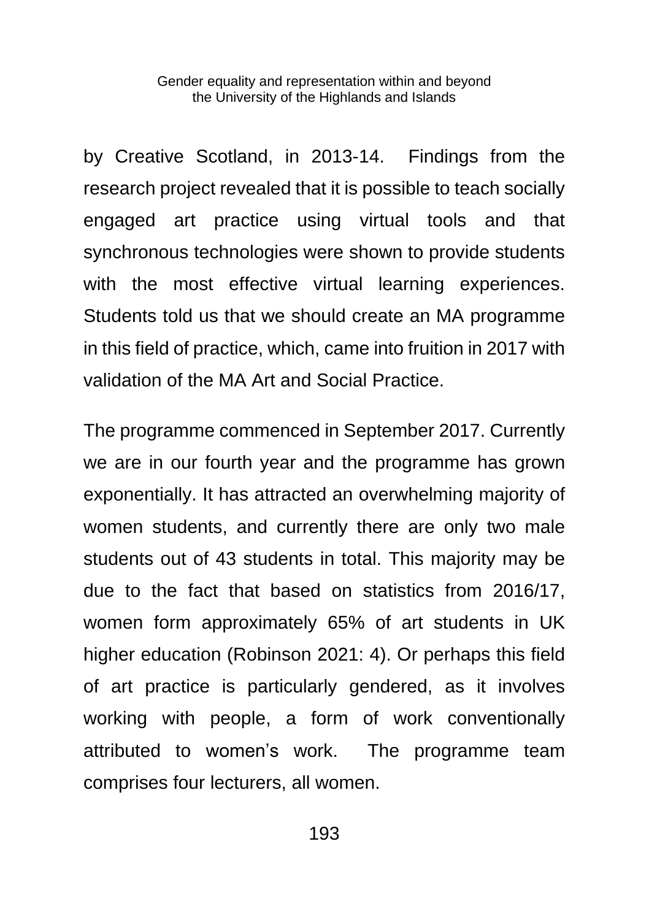by Creative Scotland, in 2013-14. Findings from the research project revealed that it is possible to teach socially engaged art practice using virtual tools and that synchronous technologies were shown to provide students with the most effective virtual learning experiences. Students told us that we should create an MA programme in this field of practice, which, came into fruition in 2017 with validation of the MA Art and Social Practice.

The programme commenced in September 2017. Currently we are in our fourth year and the programme has grown exponentially. It has attracted an overwhelming majority of women students, and currently there are only two male students out of 43 students in total. This majority may be due to the fact that based on statistics from 2016/17, women form approximately 65% of art students in UK higher education (Robinson 2021: 4). Or perhaps this field of art practice is particularly gendered, as it involves working with people, a form of work conventionally attributed to women's work. The programme team comprises four lecturers, all women.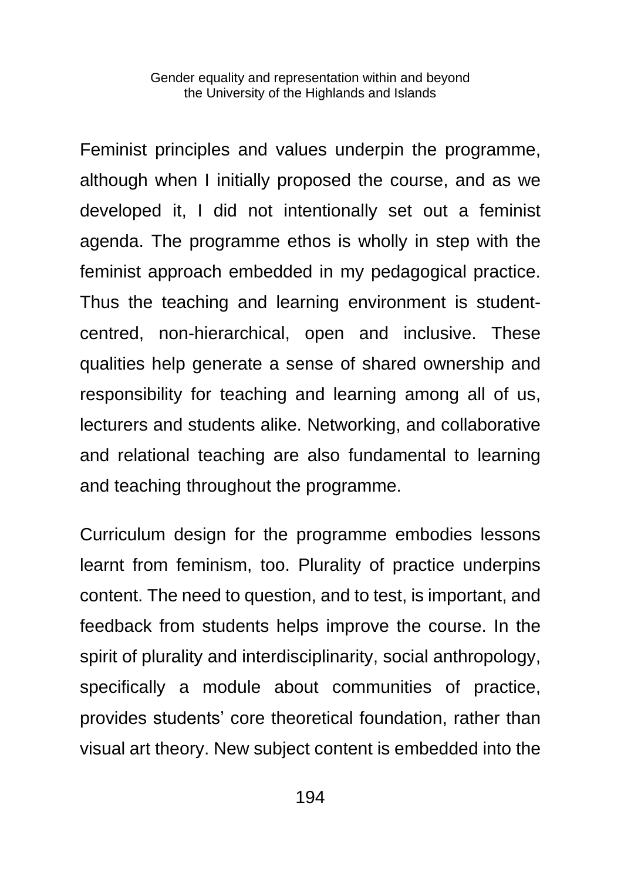Feminist principles and values underpin the programme, although when I initially proposed the course, and as we developed it, I did not intentionally set out a feminist agenda. The programme ethos is wholly in step with the feminist approach embedded in my pedagogical practice. Thus the teaching and learning environment is student-centred, non-hierarchical, open and inclusive. These qualities help generate a sense of shared ownership and responsibility for teaching and learning among all of us, lecturers and students alike. Networking, and collaborative and relational teaching are also fundamental to learning and teaching throughout the programme.

Curriculum design for the programme embodies lessons learnt from feminism, too. Plurality of practice underpins content. The need to question, and to test, is important, and feedback from students helps improve the course. In the spirit of plurality and interdisciplinarity, social anthropology, specifically a module about communities of practice, provides students' core theoretical foundation, rather than visual art theory. New subject content is embedded into the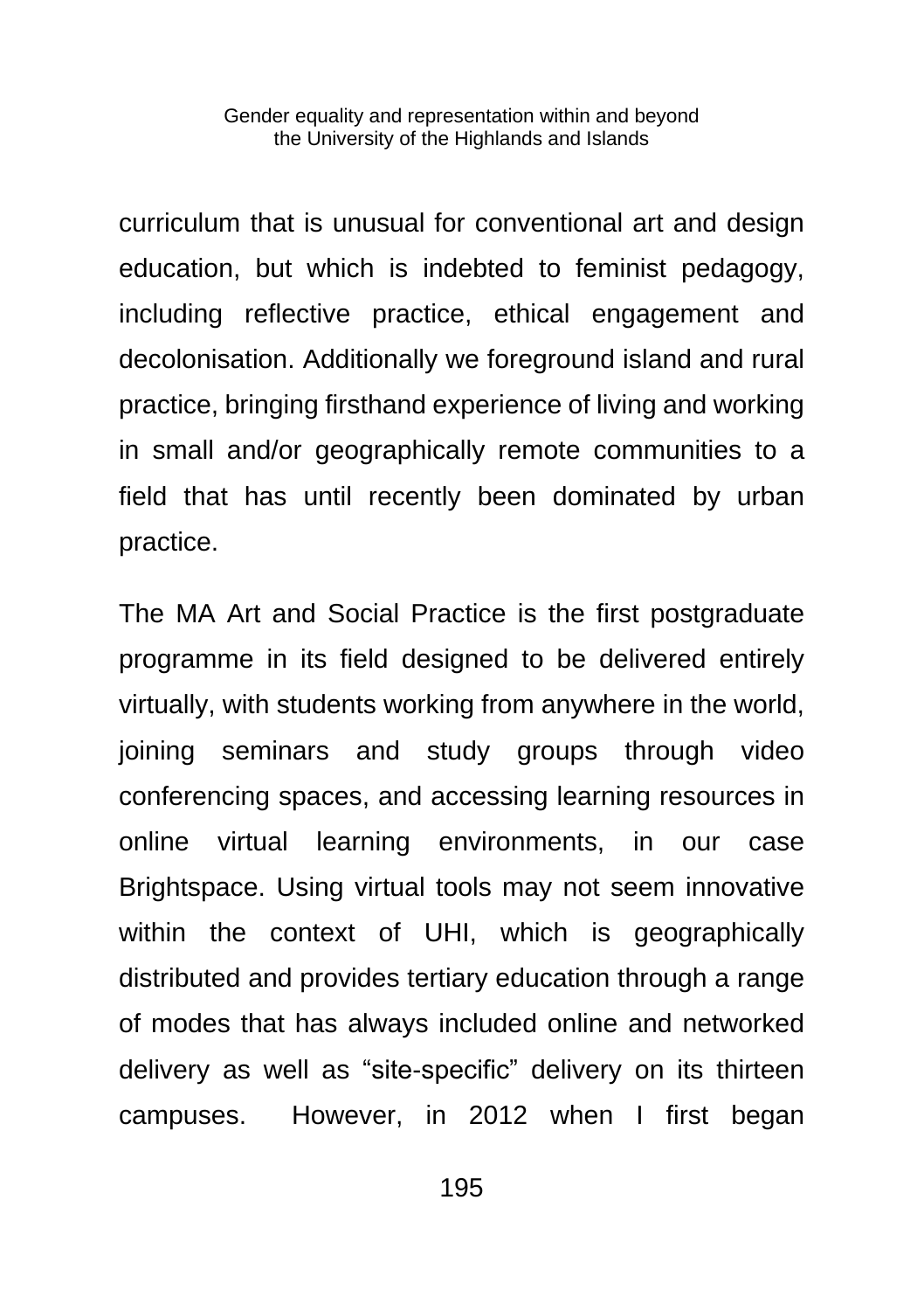curriculum that is unusual for conventional art and design education, but which is indebted to feminist pedagogy, including reflective practice, ethical engagement and decolonisation. Additionally we foreground island and rural practice, bringing firsthand experience of living and working in small and/or geographically remote communities to a field that has until recently been dominated by urban practice.

The MA Art and Social Practice is the first postgraduate programme in its field designed to be delivered entirely virtually, with students working from anywhere in the world, joining seminars and study groups through video conferencing spaces, and accessing learning resources in online virtual learning environments, in our case Brightspace. Using virtual tools may not seem innovative within the context of UHI, which is geographically distributed and provides tertiary education through a range of modes that has always included online and networked delivery as well as "site-specific" delivery on its thirteen campuses. However, in 2012 when I first began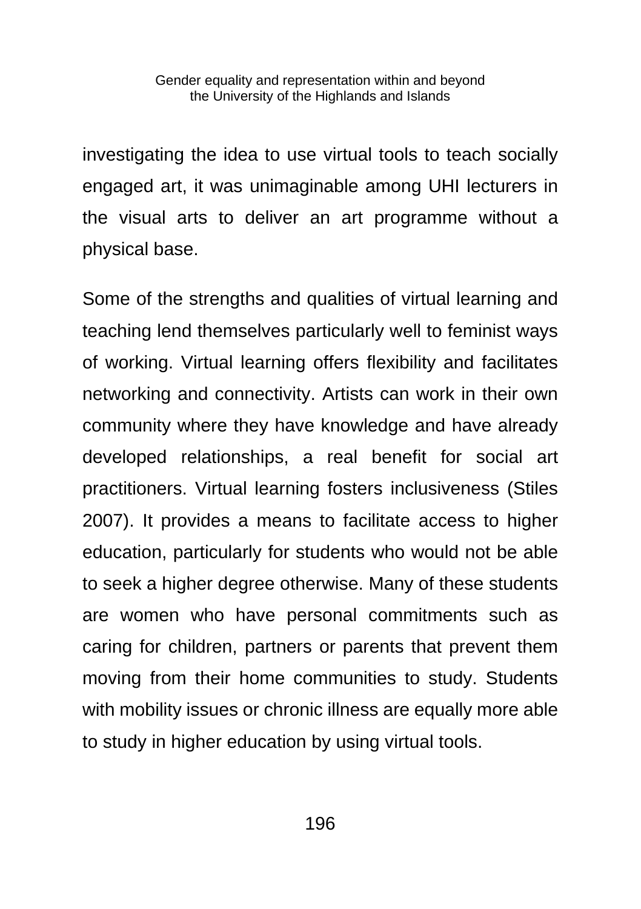investigating the idea to use virtual tools to teach socially engaged art, it was unimaginable among UHI lecturers in the visual arts to deliver an art programme without a physical base.

Some of the strengths and qualities of virtual learning and teaching lend themselves particularly well to feminist ways of working. Virtual learning offers flexibility and facilitates networking and connectivity. Artists can work in their own community where they have knowledge and have already developed relationships, a real benefit for social art practitioners. Virtual learning fosters inclusiveness (Stiles 2007). It provides a means to facilitate access to higher education, particularly for students who would not be able to seek a higher degree otherwise. Many of these students are women who have personal commitments such as caring for children, partners or parents that prevent them moving from their home communities to study. Students with mobility issues or chronic illness are equally more able to study in higher education by using virtual tools.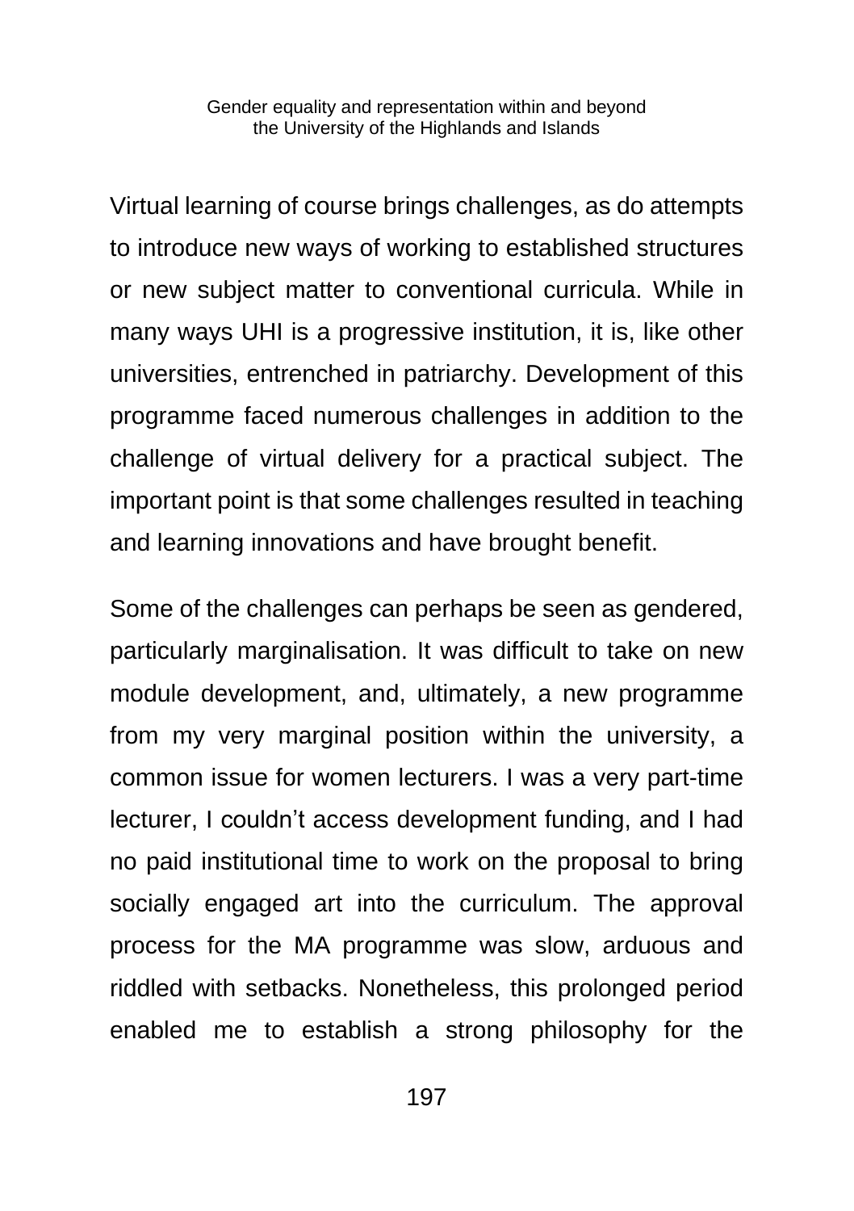Virtual learning of course brings challenges, as do attempts to introduce new ways of working to established structures or new subject matter to conventional curricula. While in many ways UHI is a progressive institution, it is, like other universities, entrenched in patriarchy. Development of this programme faced numerous challenges in addition to the challenge of virtual delivery for a practical subject. The important point is that some challenges resulted in teaching and learning innovations and have brought benefit.

Some of the challenges can perhaps be seen as gendered, particularly marginalisation. It was difficult to take on new module development, and, ultimately, a new programme from my very marginal position within the university, a common issue for women lecturers. I was a very part-time lecturer, I couldn't access development funding, and I had no paid institutional time to work on the proposal to bring socially engaged art into the curriculum. The approval process for the MA programme was slow, arduous and riddled with setbacks. Nonetheless, this prolonged period enabled me to establish a strong philosophy for the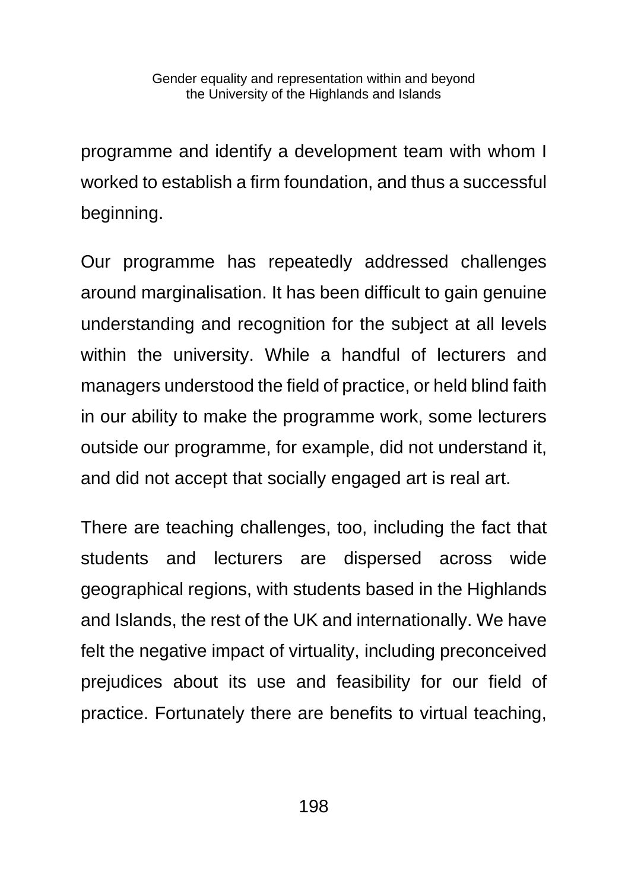programme and identify a development team with whom I worked to establish a firm foundation, and thus a successful beginning.

Our programme has repeatedly addressed challenges around marginalisation. It has been difficult to gain genuine understanding and recognition for the subject at all levels within the university. While a handful of lecturers and managers understood the field of practice, or held blind faith in our ability to make the programme work, some lecturers outside our programme, for example, did not understand it, and did not accept that socially engaged art is real art.

There are teaching challenges, too, including the fact that students and lecturers are dispersed across wide geographical regions, with students based in the Highlands and Islands, the rest of the UK and internationally. We have felt the negative impact of virtuality, including preconceived prejudices about its use and feasibility for our field of practice. Fortunately there are benefits to virtual teaching,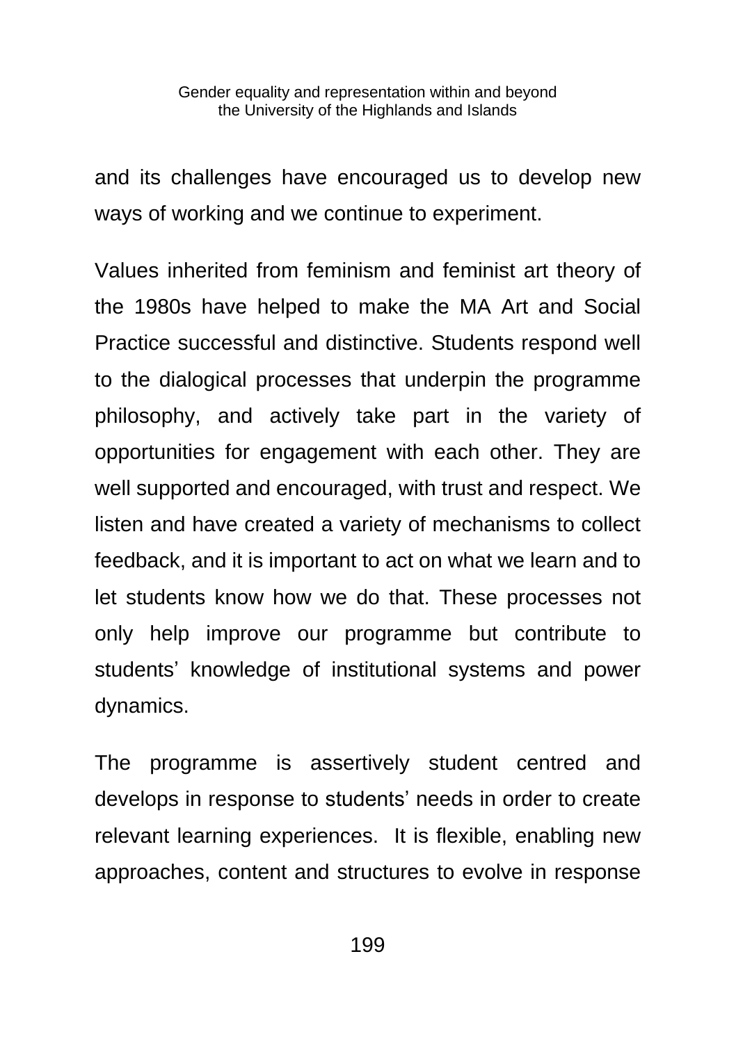and its challenges have encouraged us to develop new ways of working and we continue to experiment.

Values inherited from feminism and feminist art theory of the 1980s have helped to make the MA Art and Social Practice successful and distinctive. Students respond well to the dialogical processes that underpin the programme philosophy, and actively take part in the variety of opportunities for engagement with each other. They are well supported and encouraged, with trust and respect. We listen and have created a variety of mechanisms to collect feedback, and it is important to act on what we learn and to let students know how we do that. These processes not only help improve our programme but contribute to students' knowledge of institutional systems and power dynamics.

The programme is assertively student centred and develops in response to students' needs in order to create relevant learning experiences. It is flexible, enabling new approaches, content and structures to evolve in response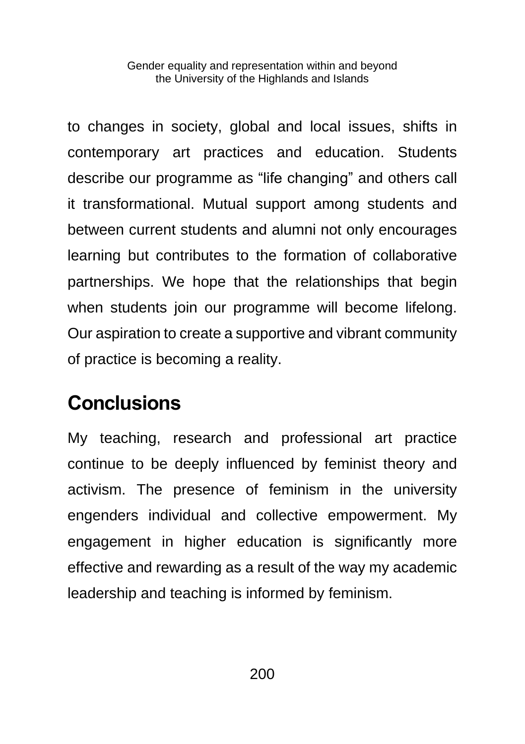to changes in society, global and local issues, shifts in contemporary art practices and education. Students describe our programme as "life changing" and others call it transformational. Mutual support among students and between current students and alumni not only encourages learning but contributes to the formation of collaborative partnerships. We hope that the relationships that begin when students join our programme will become lifelong. Our aspiration to create a supportive and vibrant community of practice is becoming a reality.

## Conclusions

My teaching, research and professional art practice continue to be deeply influenced by feminist theory and activism. The presence of feminism in the university engenders individual and collective empowerment. My engagement in higher education is significantly more effective and rewarding as a result of the way my academic leadership and teaching is informed by feminism.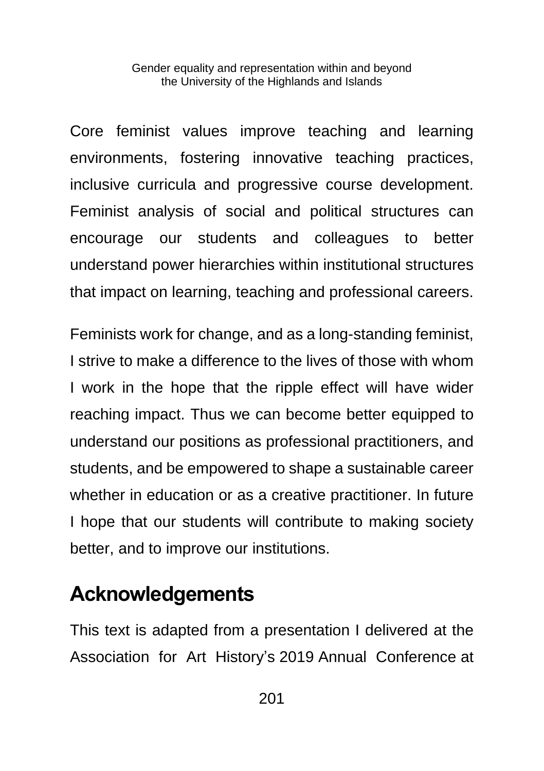Core feminist values improve teaching and learning environments, fostering innovative teaching practices, inclusive curricula and progressive course development. Feminist analysis of social and political structures can encourage our students and colleagues to better understand power hierarchies within institutional structures that impact on learning, teaching and professional careers.

Feminists work for change, and as a long-standing feminist, I strive to make a difference to the lives of those with whom I work in the hope that the ripple effect will have wider reaching impact. Thus we can become better equipped to understand our positions as professional practitioners, and students, and be empowered to shape a sustainable career whether in education or as a creative practitioner. In future I hope that our students will contribute to making society better, and to improve our institutions.

## Acknowledgements

This text is adapted from a presentation I delivered at the Association for Art History's 2019 Annual Conference at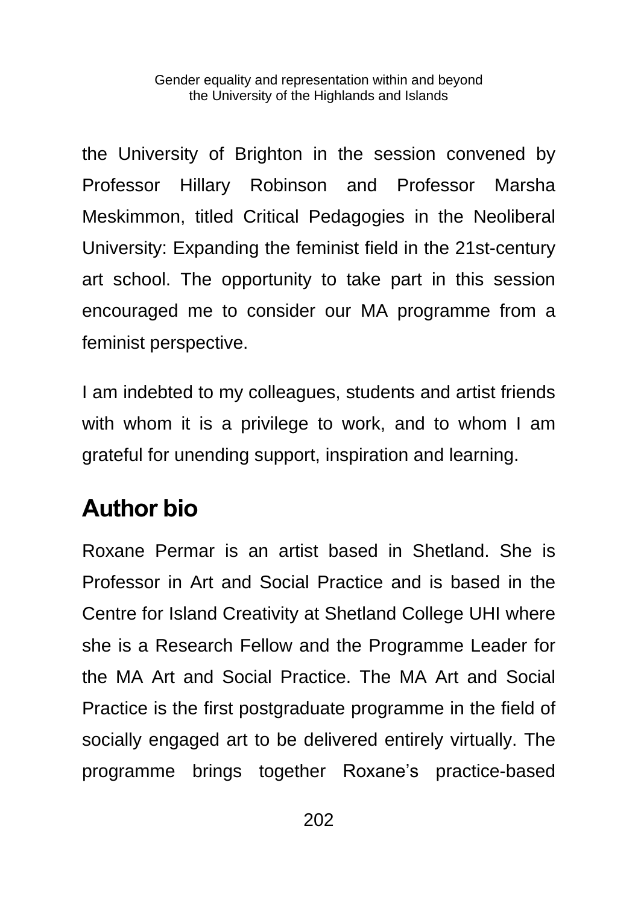the University of Brighton in the session convened by Professor Hillary Robinson and Professor Marsha Meskimmon, titled Critical Pedagogies in the Neoliberal University: Expanding the feminist field in the 21st-century art school. The opportunity to take part in this session encouraged me to consider our MA programme from a feminist perspective.

I am indebted to my colleagues, students and artist friends with whom it is a privilege to work, and to whom I am grateful for unending support, inspiration and learning.

## Author bio

Roxane Permar is an artist based in Shetland. She is Professor in Art and Social Practice and is based in the Centre for Island Creativity at Shetland College UHI where she is a Research Fellow and the Programme Leader for the MA Art and Social Practice. The MA Art and Social Practice is the first postgraduate programme in the field of socially engaged art to be delivered entirely virtually. The programme brings together Roxane's practice-based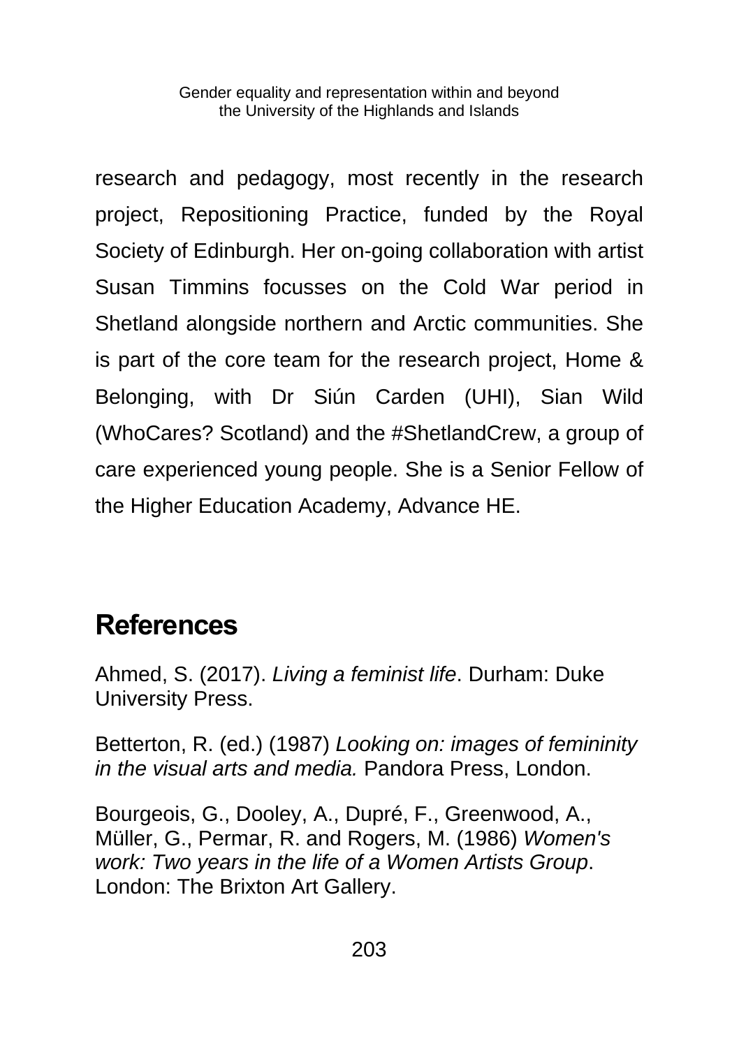research and pedagogy, most recently in the research project, Repositioning Practice, funded by the Royal Society of Edinburgh. Her on-going collaboration with artist Susan Timmins focusses on the Cold War period in Shetland alongside northern and Arctic communities. She is part of the core team for the research project, Home & Belonging, with Dr Siún Carden (UHI), Sian Wild (WhoCares? Scotland) and the #ShetlandCrew, a group of care experienced young people. She is a Senior Fellow of the Higher Education Academy, Advance HE.

## References

Ahmed, S. (2017). *Living a feminist life*. Durham: Duke University Press.

Betterton, R. (ed.) (1987) *Looking on: images of femininity in the visual arts and media.* Pandora Press, London.

Bourgeois, G., Dooley, A., Dupré, F., Greenwood, A., Müller, G., Permar, R. and Rogers, M. (1986) *Women's work: Two years in the life of a Women Artists Group*. London: The Brixton Art Gallery.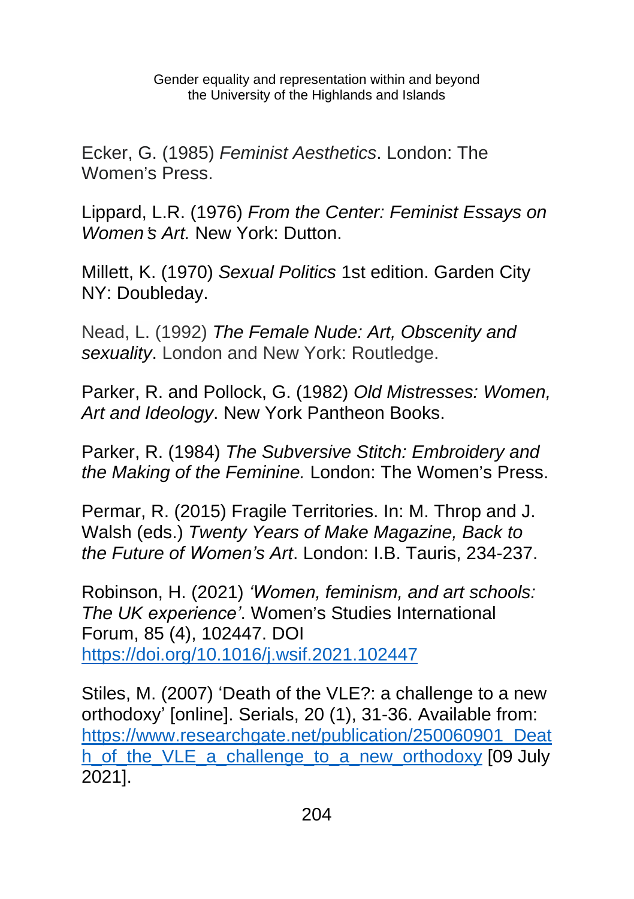Ecker, G. (1985) *Feminist Aesthetics*. London: The Women's Press.

Lippard, L.R. (1976) *From the Center: Feminist Essays on Women's Art.* New York: Dutton.

Millett, K. (1970) *Sexual Politics* 1st edition. Garden City NY: Doubleday.

Nead, L. (1992) *The Female Nude: Art, Obscenity and sexuality*. London and New York: Routledge.

Parker, R. and Pollock, G. (1982) *Old Mistresses: Women, Art and Ideology*. New York Pantheon Books.

Parker, R. (1984) *The Subversive Stitch: Embroidery and the Making of the Feminine.* London: The Women's Press.

Permar, R. (2015) Fragile Territories. In: M. Throp and J. Walsh (eds.) *Twenty Years of Make Magazine, Back to the Future of Women's Art*. London: I.B. Tauris, 234-237.

Robinson, H. (2021) *'Women, feminism, and art schools: The UK experience'*. Women's Studies International Forum, 85 (4), 102447. DOI https://doi.org/10.1016/j.wsif.2021.102447

Stiles, M. (2007) 'Death of the VLE?: a challenge to a new orthodoxy' [online]. Serials, 20 (1), 31-36. Available from: https://www.researchgate.net/publication/250060901_Death_of_the_VLE_a_challenge_to_a_new_orthodoxy [09 July 2021].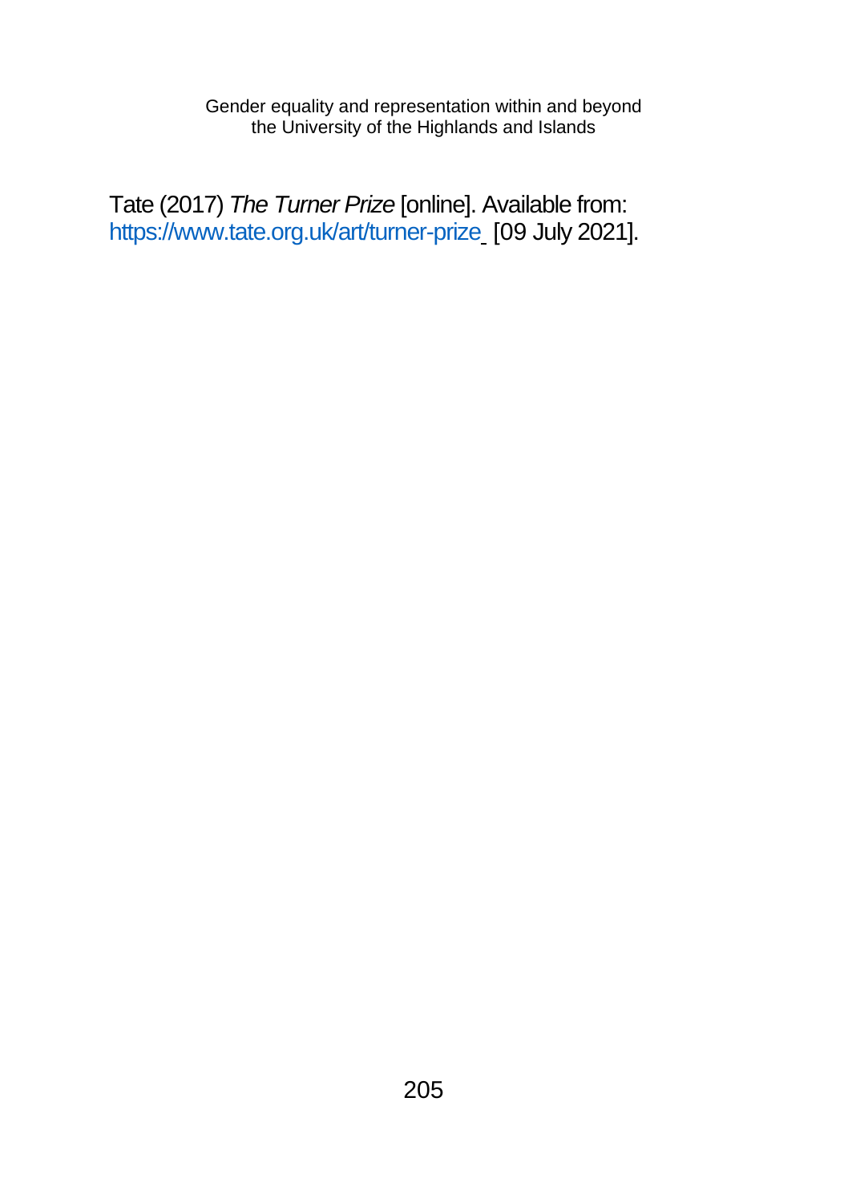Tate (2017) *The Turner Prize* [online]. Available from: https://www.tate.org.uk/art/turner-prize [09 July 2021].